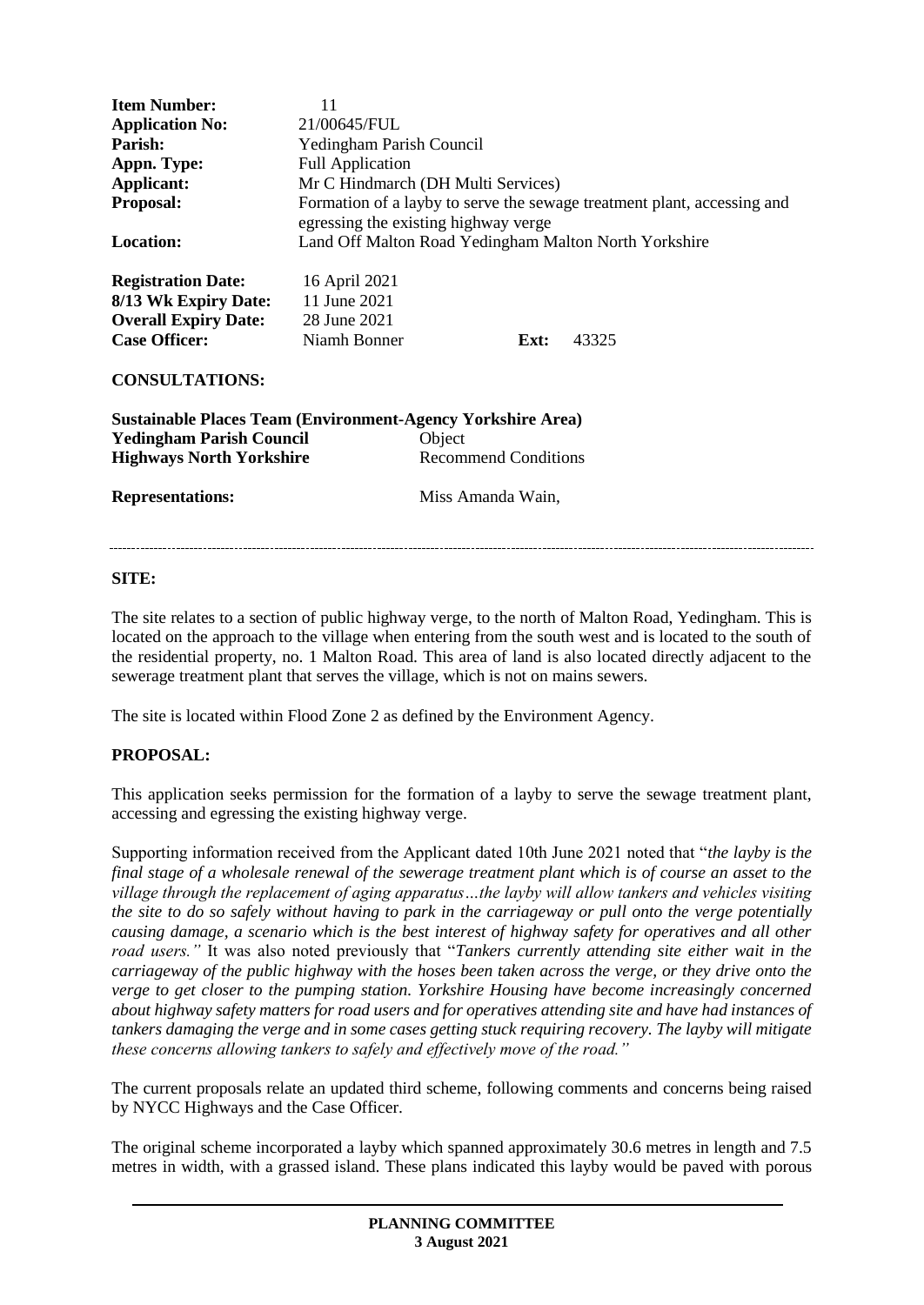| | | | |
|---|---|---|---|
| **Item Number:** | 11 | | |
| **Application No:** | 21/00645/FUL | | |
| **Parish:** | Yedingham Parish Council | | |
| **Appn. Type:** | Full Application | | |
| **Applicant:** | Mr C Hindmarch (DH Multi Services) | | |
| **Proposal:** | Formation of a layby to serve the sewage treatment plant, accessing and egressing the existing highway verge | | |
| **Location:** | Land Off Malton Road Yedingham Malton North Yorkshire | | |
| **Registration Date:** | 16 April 2021 | | |
| **8/13 Wk Expiry Date:** | 11 June 2021 | | |
| **Overall Expiry Date:** | 28 June 2021 | | |
| **Case Officer:** | Niamh Bonner | **Ext:** | 43325 |

**CONSULTATIONS:**

| | |
|---|---|
| **Sustainable Places Team (Environment-Agency Yorkshire Area)** | |
| **Yedingham Parish Council** | Object |
| **Highways North Yorkshire** | Recommend Conditions |

**Representations:** Miss Amanda Wain,

---

**SITE:**

The site relates to a section of public highway verge, to the north of Malton Road, Yedingham. This is located on the approach to the village when entering from the south west and is located to the south of the residential property, no. 1 Malton Road. This area of land is also located directly adjacent to the sewerage treatment plant that serves the village, which is not on mains sewers.

The site is located within Flood Zone 2 as defined by the Environment Agency.

**PROPOSAL:**

This application seeks permission for the formation of a layby to serve the sewage treatment plant, accessing and egressing the existing highway verge.

Supporting information received from the Applicant dated 10th June 2021 noted that "*the layby is the final stage of a wholesale renewal of the sewerage treatment plant which is of course an asset to the village through the replacement of aging apparatus…the layby will allow tankers and vehicles visiting the site to do so safely without having to park in the carriageway or pull onto the verge potentially causing damage, a scenario which is the best interest of highway safety for operatives and all other road users.*" It was also noted previously that "*Tankers currently attending site either wait in the carriageway of the public highway with the hoses been taken across the verge, or they drive onto the verge to get closer to the pumping station. Yorkshire Housing have become increasingly concerned about highway safety matters for road users and for operatives attending site and have had instances of tankers damaging the verge and in some cases getting stuck requiring recovery. The layby will mitigate these concerns allowing tankers to safely and effectively move of the road.*"

The current proposals relate an updated third scheme, following comments and concerns being raised by NYCC Highways and the Case Officer.

The original scheme incorporated a layby which spanned approximately 30.6 metres in length and 7.5 metres in width, with a grassed island. These plans indicated this layby would be paved with porous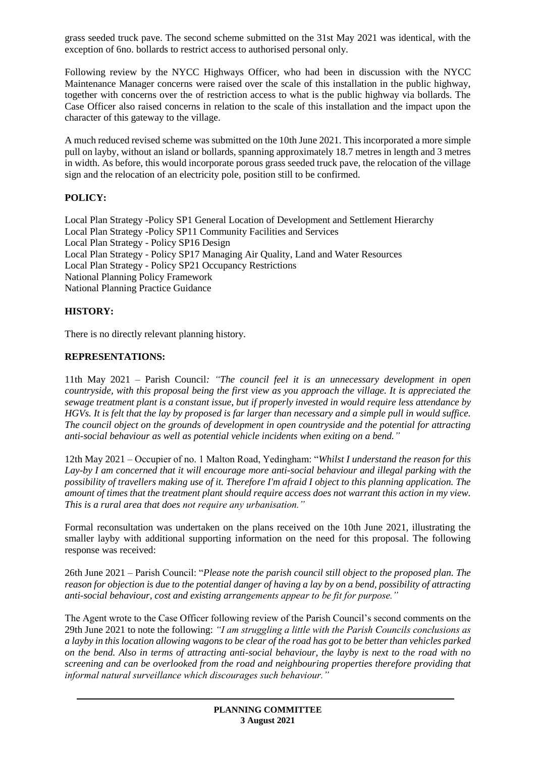grass seeded truck pave. The second scheme submitted on the 31st May 2021 was identical, with the exception of 6no. bollards to restrict access to authorised personal only.

Following review by the NYCC Highways Officer, who had been in discussion with the NYCC Maintenance Manager concerns were raised over the scale of this installation in the public highway, together with concerns over the of restriction access to what is the public highway via bollards. The Case Officer also raised concerns in relation to the scale of this installation and the impact upon the character of this gateway to the village.

A much reduced revised scheme was submitted on the 10th June 2021. This incorporated a more simple pull on layby, without an island or bollards, spanning approximately 18.7 metres in length and 3 metres in width. As before, this would incorporate porous grass seeded truck pave, the relocation of the village sign and the relocation of an electricity pole, position still to be confirmed.

**POLICY:**

Local Plan Strategy -Policy SP1 General Location of Development and Settlement Hierarchy
Local Plan Strategy -Policy SP11 Community Facilities and Services
Local Plan Strategy - Policy SP16 Design
Local Plan Strategy - Policy SP17 Managing Air Quality, Land and Water Resources
Local Plan Strategy - Policy SP21 Occupancy Restrictions
National Planning Policy Framework
National Planning Practice Guidance

**HISTORY:**

There is no directly relevant planning history.

**REPRESENTATIONS:**

11th May 2021 – Parish Council*: "The council feel it is an unnecessary development in open countryside, with this proposal being the first view as you approach the village. It is appreciated the sewage treatment plant is a constant issue, but if properly invested in would require less attendance by HGVs. It is felt that the lay by proposed is far larger than necessary and a simple pull in would suffice. The council object on the grounds of development in open countryside and the potential for attracting anti-social behaviour as well as potential vehicle incidents when exiting on a bend."*

12th May 2021 – Occupier of no. 1 Malton Road, Yedingham: "*Whilst I understand the reason for this Lay-by I am concerned that it will encourage more anti-social behaviour and illegal parking with the possibility of travellers making use of it. Therefore I'm afraid I object to this planning application. The amount of times that the treatment plant should require access does not warrant this action in my view. This is a rural area that does not require any urbanisation."*

Formal reconsultation was undertaken on the plans received on the 10th June 2021, illustrating the smaller layby with additional supporting information on the need for this proposal. The following response was received:

26th June 2021 – Parish Council: "*Please note the parish council still object to the proposed plan. The reason for objection is due to the potential danger of having a lay by on a bend, possibility of attracting anti-social behaviour, cost and existing arrangements appear to be fit for purpose."*

The Agent wrote to the Case Officer following review of the Parish Council's second comments on the 29th June 2021 to note the following: *"I am struggling a little with the Parish Councils conclusions as a layby in this location allowing wagons to be clear of the road has got to be better than vehicles parked on the bend. Also in terms of attracting anti-social behaviour, the layby is next to the road with no screening and can be overlooked from the road and neighbouring properties therefore providing that informal natural surveillance which discourages such behaviour."*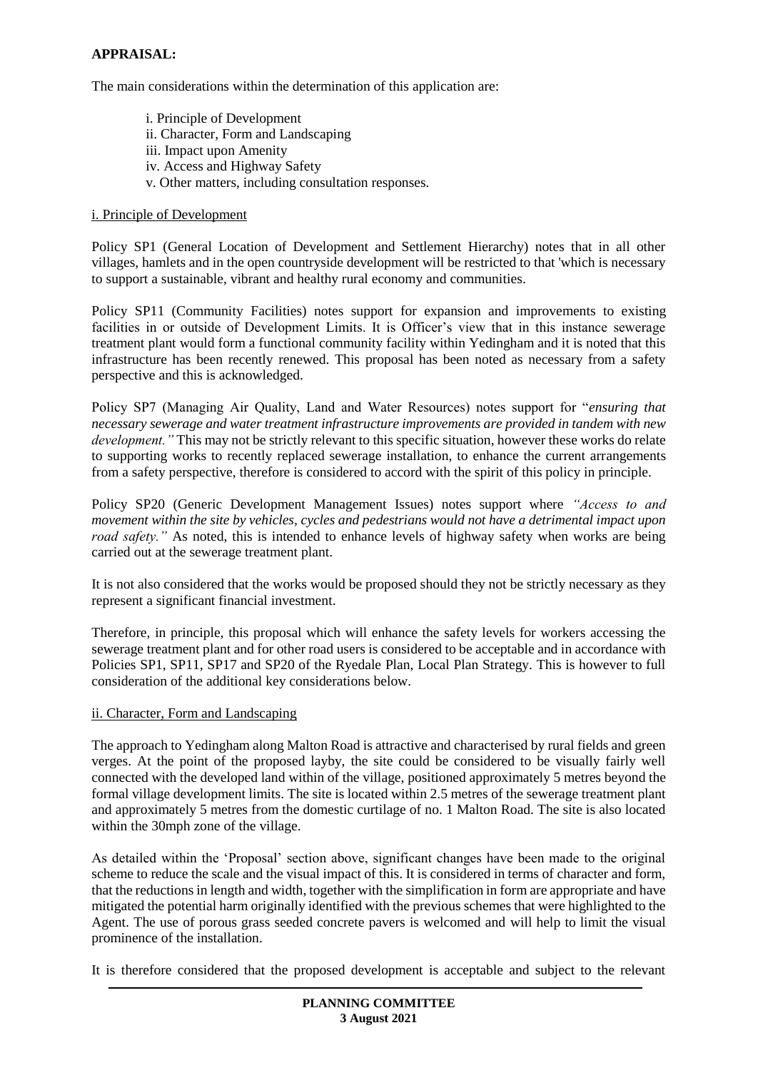**APPRAISAL:**

The main considerations within the determination of this application are:

i. Principle of Development
ii. Character, Form and Landscaping
iii. Impact upon Amenity
iv. Access and Highway Safety
v. Other matters, including consultation responses.

i. Principle of Development

Policy SP1 (General Location of Development and Settlement Hierarchy) notes that in all other villages, hamlets and in the open countryside development will be restricted to that 'which is necessary to support a sustainable, vibrant and healthy rural economy and communities.

Policy SP11 (Community Facilities) notes support for expansion and improvements to existing facilities in or outside of Development Limits. It is Officer's view that in this instance sewerage treatment plant would form a functional community facility within Yedingham and it is noted that this infrastructure has been recently renewed. This proposal has been noted as necessary from a safety perspective and this is acknowledged.

Policy SP7 (Managing Air Quality, Land and Water Resources) notes support for "*ensuring that necessary sewerage and water treatment infrastructure improvements are provided in tandem with new development."* This may not be strictly relevant to this specific situation, however these works do relate to supporting works to recently replaced sewerage installation, to enhance the current arrangements from a safety perspective, therefore is considered to accord with the spirit of this policy in principle.

Policy SP20 (Generic Development Management Issues) notes support where *"Access to and movement within the site by vehicles, cycles and pedestrians would not have a detrimental impact upon road safety."* As noted, this is intended to enhance levels of highway safety when works are being carried out at the sewerage treatment plant.

It is not also considered that the works would be proposed should they not be strictly necessary as they represent a significant financial investment.

Therefore, in principle, this proposal which will enhance the safety levels for workers accessing the sewerage treatment plant and for other road users is considered to be acceptable and in accordance with Policies SP1, SP11, SP17 and SP20 of the Ryedale Plan, Local Plan Strategy. This is however to full consideration of the additional key considerations below.

ii. Character, Form and Landscaping

The approach to Yedingham along Malton Road is attractive and characterised by rural fields and green verges. At the point of the proposed layby, the site could be considered to be visually fairly well connected with the developed land within of the village, positioned approximately 5 metres beyond the formal village development limits. The site is located within 2.5 metres of the sewerage treatment plant and approximately 5 metres from the domestic curtilage of no. 1 Malton Road. The site is also located within the 30mph zone of the village.

As detailed within the 'Proposal' section above, significant changes have been made to the original scheme to reduce the scale and the visual impact of this. It is considered in terms of character and form, that the reductions in length and width, together with the simplification in form are appropriate and have mitigated the potential harm originally identified with the previous schemes that were highlighted to the Agent. The use of porous grass seeded concrete pavers is welcomed and will help to limit the visual prominence of the installation.

It is therefore considered that the proposed development is acceptable and subject to the relevant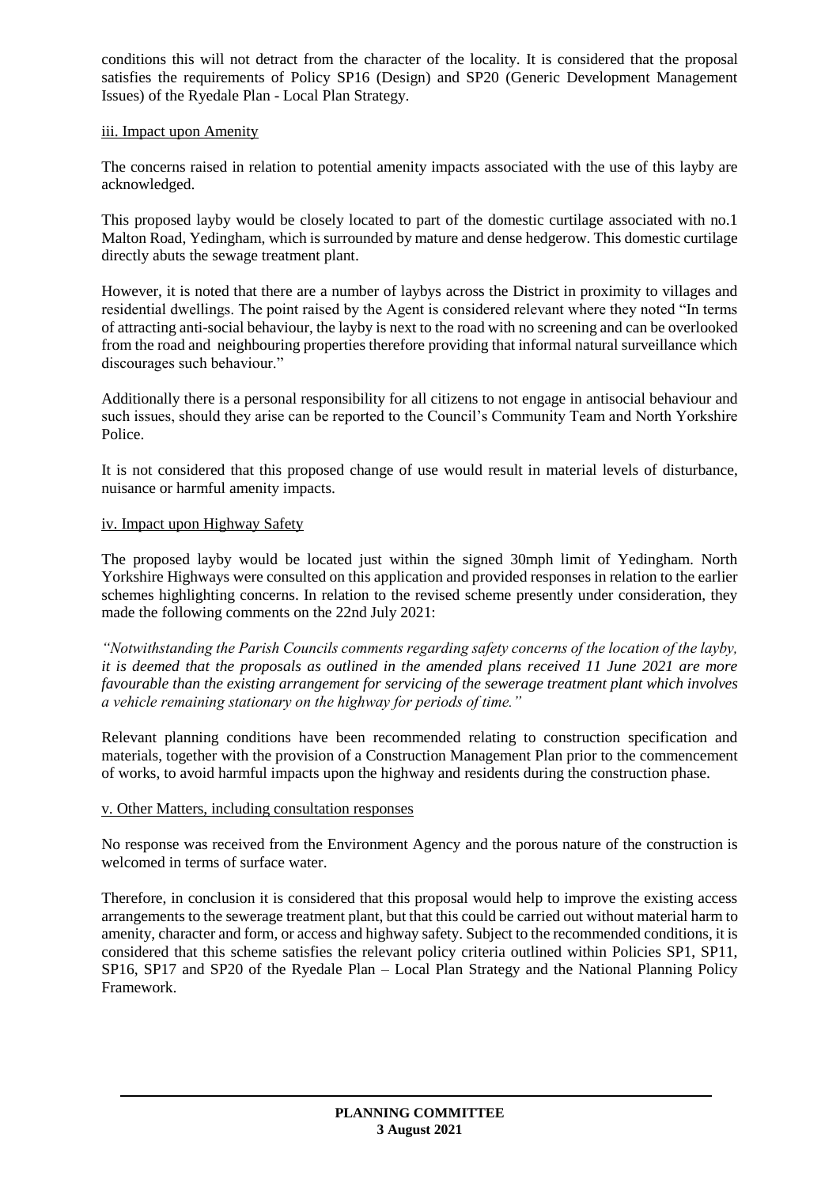conditions this will not detract from the character of the locality. It is considered that the proposal satisfies the requirements of Policy SP16 (Design) and SP20 (Generic Development Management Issues) of the Ryedale Plan - Local Plan Strategy.

iii. Impact upon Amenity

The concerns raised in relation to potential amenity impacts associated with the use of this layby are acknowledged.

This proposed layby would be closely located to part of the domestic curtilage associated with no.1 Malton Road, Yedingham, which is surrounded by mature and dense hedgerow. This domestic curtilage directly abuts the sewage treatment plant.

However, it is noted that there are a number of laybys across the District in proximity to villages and residential dwellings. The point raised by the Agent is considered relevant where they noted "In terms of attracting anti-social behaviour, the layby is next to the road with no screening and can be overlooked from the road and neighbouring properties therefore providing that informal natural surveillance which discourages such behaviour."

Additionally there is a personal responsibility for all citizens to not engage in antisocial behaviour and such issues, should they arise can be reported to the Council's Community Team and North Yorkshire Police.

It is not considered that this proposed change of use would result in material levels of disturbance, nuisance or harmful amenity impacts.

iv. Impact upon Highway Safety

The proposed layby would be located just within the signed 30mph limit of Yedingham. North Yorkshire Highways were consulted on this application and provided responses in relation to the earlier schemes highlighting concerns. In relation to the revised scheme presently under consideration, they made the following comments on the 22nd July 2021:

*"Notwithstanding the Parish Councils comments regarding safety concerns of the location of the layby, it is deemed that the proposals as outlined in the amended plans received 11 June 2021 are more favourable than the existing arrangement for servicing of the sewerage treatment plant which involves a vehicle remaining stationary on the highway for periods of time."*

Relevant planning conditions have been recommended relating to construction specification and materials, together with the provision of a Construction Management Plan prior to the commencement of works, to avoid harmful impacts upon the highway and residents during the construction phase.

v. Other Matters, including consultation responses

No response was received from the Environment Agency and the porous nature of the construction is welcomed in terms of surface water.

Therefore, in conclusion it is considered that this proposal would help to improve the existing access arrangements to the sewerage treatment plant, but that this could be carried out without material harm to amenity, character and form, or access and highway safety. Subject to the recommended conditions, it is considered that this scheme satisfies the relevant policy criteria outlined within Policies SP1, SP11, SP16, SP17 and SP20 of the Ryedale Plan – Local Plan Strategy and the National Planning Policy Framework.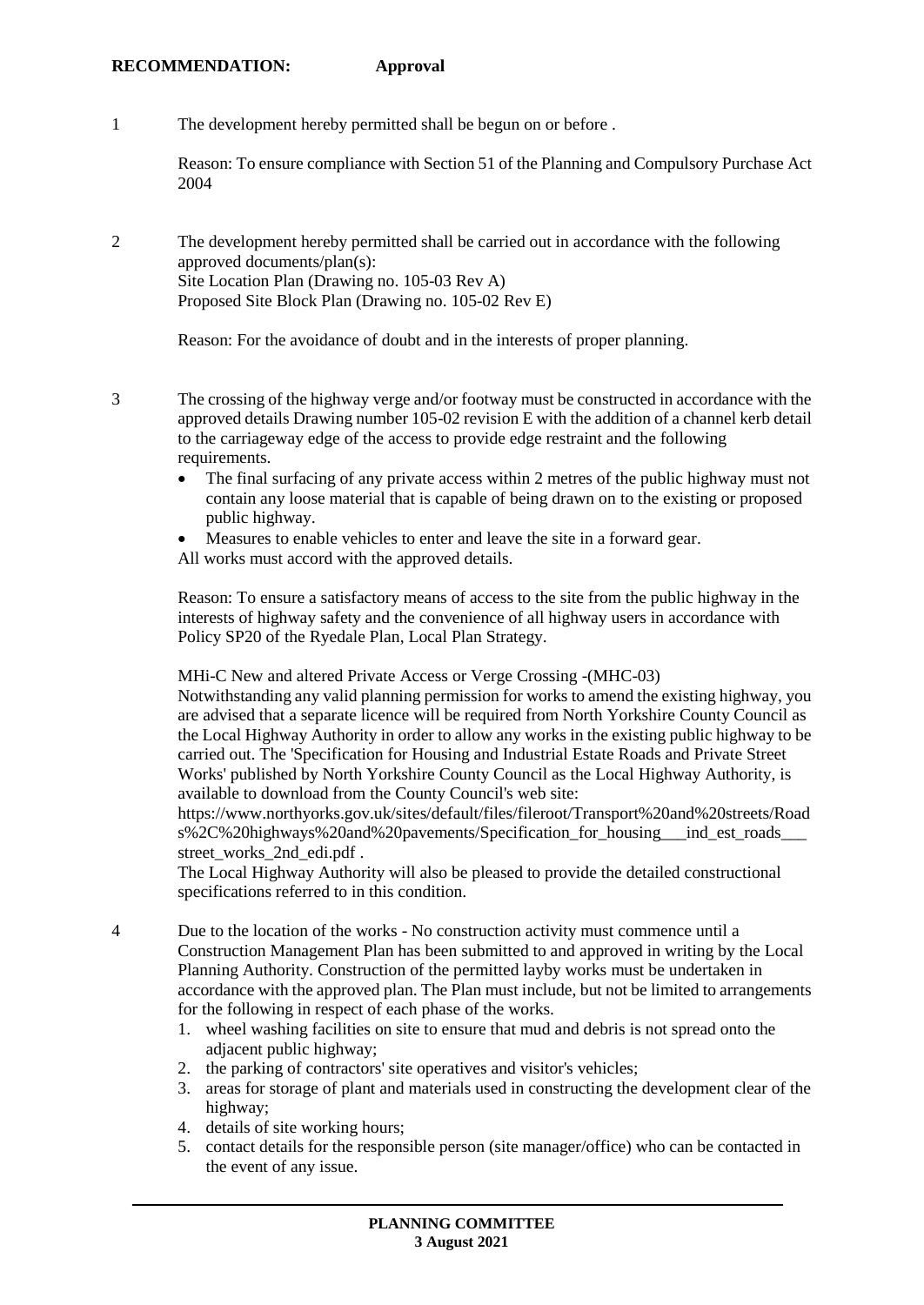**RECOMMENDATION:** **Approval**

1 The development hereby permitted shall be begun on or before .

Reason: To ensure compliance with Section 51 of the Planning and Compulsory Purchase Act 2004

2 The development hereby permitted shall be carried out in accordance with the following approved documents/plan(s):
Site Location Plan (Drawing no. 105-03 Rev A)
Proposed Site Block Plan (Drawing no. 105-02 Rev E)

Reason: For the avoidance of doubt and in the interests of proper planning.

3 The crossing of the highway verge and/or footway must be constructed in accordance with the approved details Drawing number 105-02 revision E with the addition of a channel kerb detail to the carriageway edge of the access to provide edge restraint and the following requirements.

- The final surfacing of any private access within 2 metres of the public highway must not contain any loose material that is capable of being drawn on to the existing or proposed public highway.
- Measures to enable vehicles to enter and leave the site in a forward gear.

All works must accord with the approved details.

Reason: To ensure a satisfactory means of access to the site from the public highway in the interests of highway safety and the convenience of all highway users in accordance with Policy SP20 of the Ryedale Plan, Local Plan Strategy.

MHi-C New and altered Private Access or Verge Crossing -(MHC-03)
Notwithstanding any valid planning permission for works to amend the existing highway, you are advised that a separate licence will be required from North Yorkshire County Council as the Local Highway Authority in order to allow any works in the existing public highway to be carried out. The 'Specification for Housing and Industrial Estate Roads and Private Street Works' published by North Yorkshire County Council as the Local Highway Authority, is available to download from the County Council's web site:
https://www.northyorks.gov.uk/sites/default/files/fileroot/Transport%20and%20streets/Roads%2C%20highways%20and%20pavements/Specification_for_housing___ind_est_roads___street_works_2nd_edi.pdf .
The Local Highway Authority will also be pleased to provide the detailed constructional specifications referred to in this condition.

4 Due to the location of the works - No construction activity must commence until a Construction Management Plan has been submitted to and approved in writing by the Local Planning Authority. Construction of the permitted layby works must be undertaken in accordance with the approved plan. The Plan must include, but not be limited to arrangements for the following in respect of each phase of the works.

1. wheel washing facilities on site to ensure that mud and debris is not spread onto the adjacent public highway;
2. the parking of contractors' site operatives and visitor's vehicles;
3. areas for storage of plant and materials used in constructing the development clear of the highway;
4. details of site working hours;
5. contact details for the responsible person (site manager/office) who can be contacted in the event of any issue.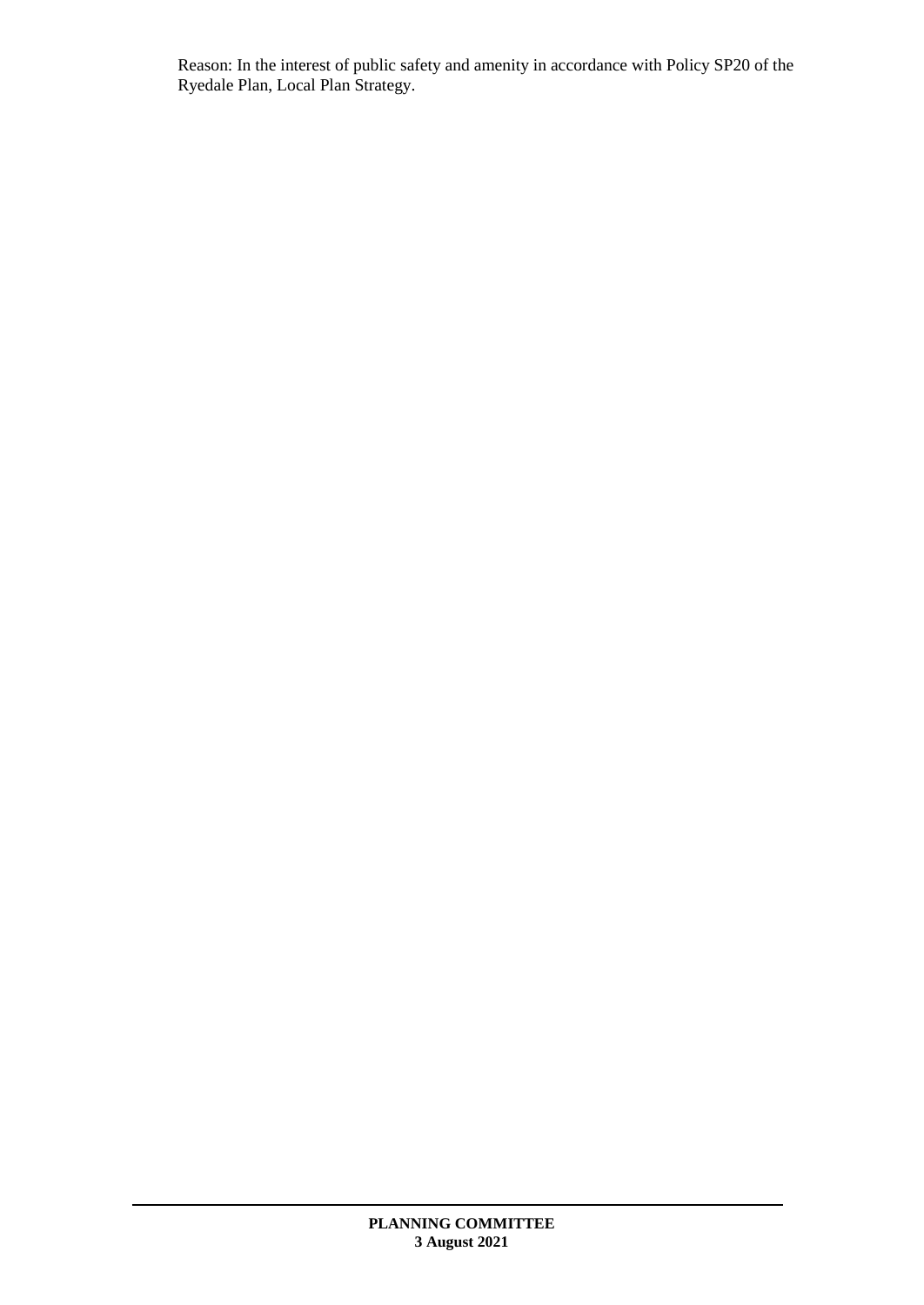Reason: In the interest of public safety and amenity in accordance with Policy SP20 of the Ryedale Plan, Local Plan Strategy.